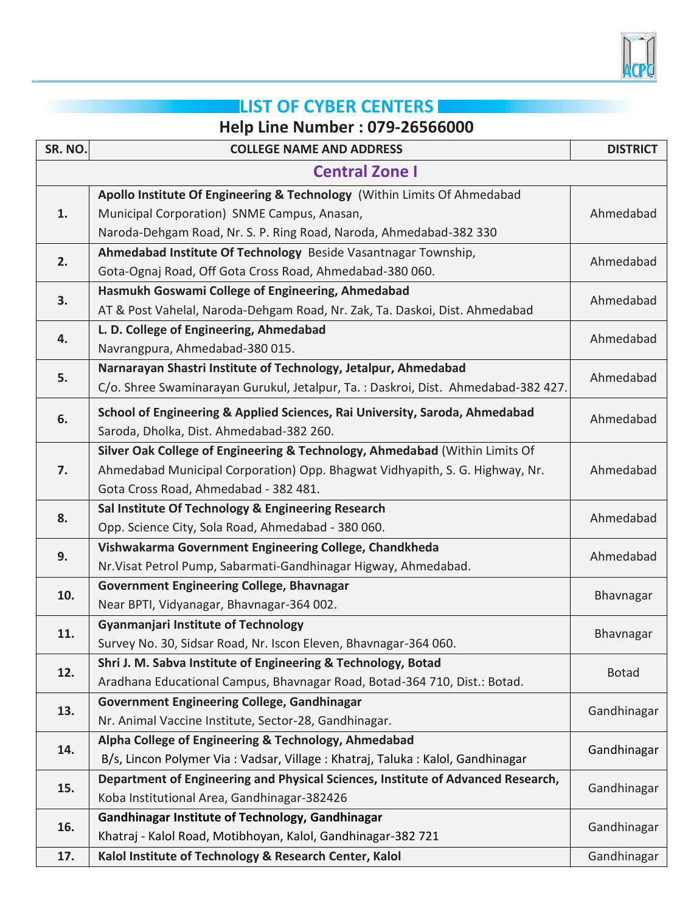# LIST OF CYBER CENTERS

## Help Line Number : 079-26566000

| SR. NO. | COLLEGE NAME AND ADDRESS | DISTRICT |
|---|---|---|
| | **Central Zone I** | |
| 1. | **Apollo Institute Of Engineering & Technology** (Within Limits Of Ahmedabad Municipal Corporation) SNME Campus, Anasan, Naroda-Dehgam Road, Nr. S. P. Ring Road, Naroda, Ahmedabad-382 330 | Ahmedabad |
| 2. | **Ahmedabad Institute Of Technology** Beside Vasantnagar Township, Gota-Ognaj Road, Off Gota Cross Road, Ahmedabad-380 060. | Ahmedabad |
| 3. | **Hasmukh Goswami College of Engineering, Ahmedabad** AT & Post Vahelal, Naroda-Dehgam Road, Nr. Zak, Ta. Daskoi, Dist. Ahmedabad | Ahmedabad |
| 4. | **L. D. College of Engineering, Ahmedabad** Navrangpura, Ahmedabad-380 015. | Ahmedabad |
| 5. | **Narnarayan Shastri Institute of Technology, Jetalpur, Ahmedabad** C/o. Shree Swaminarayan Gurukul, Jetalpur, Ta. : Daskroi, Dist. Ahmedabad-382 427. | Ahmedabad |
| 6. | **School of Engineering & Applied Sciences, Rai University, Saroda, Ahmedabad** Saroda, Dholka, Dist. Ahmedabad-382 260. | Ahmedabad |
| 7. | **Silver Oak College of Engineering & Technology, Ahmedabad** (Within Limits Of Ahmedabad Municipal Corporation) Opp. Bhagwat Vidhyapith, S. G. Highway, Nr. Gota Cross Road, Ahmedabad - 382 481. | Ahmedabad |
| 8. | **Sal Institute Of Technology & Engineering Research** Opp. Science City, Sola Road, Ahmedabad - 380 060. | Ahmedabad |
| 9. | **Vishwakarma Government Engineering College, Chandkheda** Nr.Visat Petrol Pump, Sabarmati-Gandhinagar Higway, Ahmedabad. | Ahmedabad |
| 10. | **Government Engineering College, Bhavnagar** Near BPTI, Vidyanagar, Bhavnagar-364 002. | Bhavnagar |
| 11. | **Gyanmanjari Institute of Technology** Survey No. 30, Sidsar Road, Nr. Iscon Eleven, Bhavnagar-364 060. | Bhavnagar |
| 12. | **Shri J. M. Sabva Institute of Engineering & Technology, Botad** Aradhana Educational Campus, Bhavnagar Road, Botad-364 710, Dist.: Botad. | Botad |
| 13. | **Government Engineering College, Gandhinagar** Nr. Animal Vaccine Institute, Sector-28, Gandhinagar. | Gandhinagar |
| 14. | **Alpha College of Engineering & Technology, Ahmedabad** B/s, Lincon Polymer Via : Vadsar, Village : Khatraj, Taluka : Kalol, Gandhinagar | Gandhinagar |
| 15. | **Department of Engineering and Physical Sciences, Institute of Advanced Research,** Koba Institutional Area, Gandhinagar-382426 | Gandhinagar |
| 16. | **Gandhinagar Institute of Technology, Gandhinagar** Khatraj - Kalol Road, Motibhoyan, Kalol, Gandhinagar-382 721 | Gandhinagar |
| 17. | **Kalol Institute of Technology & Research Center, Kalol** | Gandhinagar |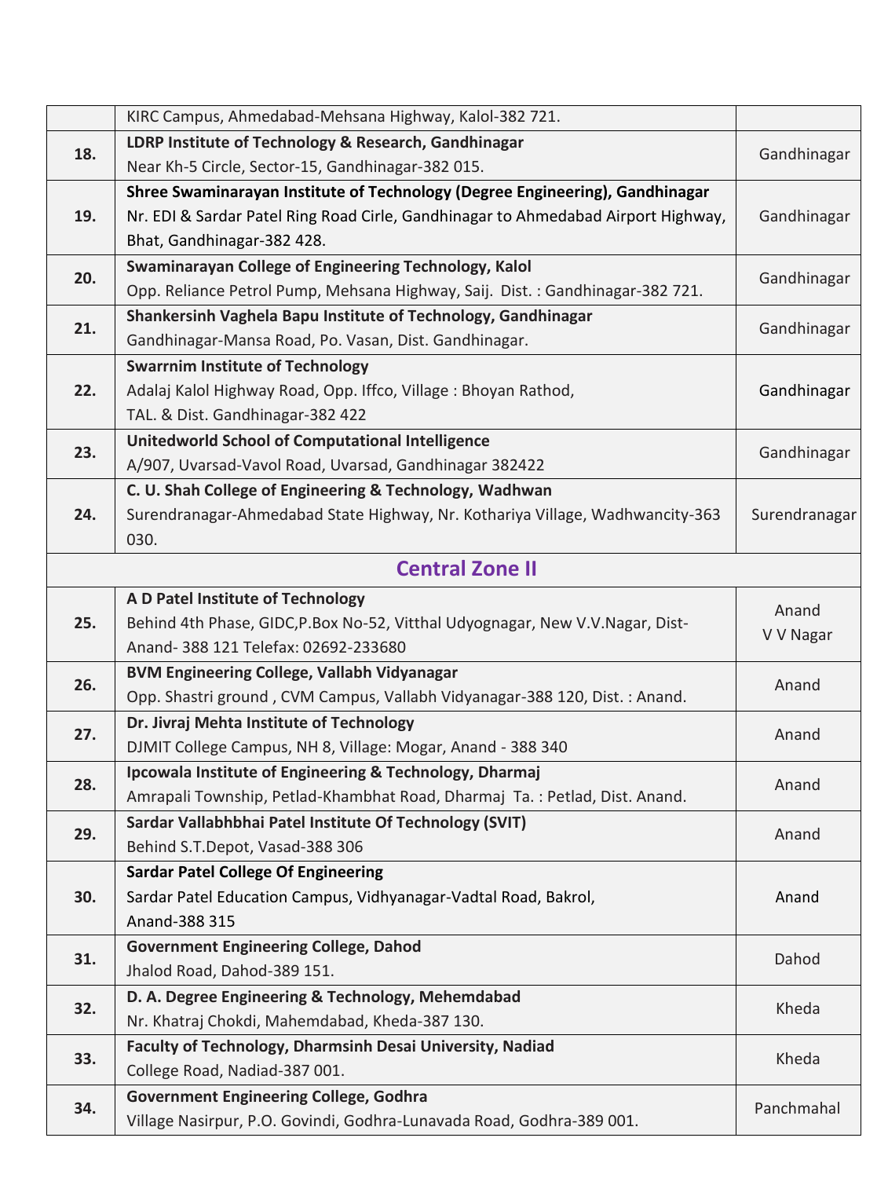| | | |
|---|---|---|
| | KIRC Campus, Ahmedabad-Mehsana Highway, Kalol-382 721. | |
| **18.** | **LDRP Institute of Technology & Research, Gandhinagar**<br>Near Kh-5 Circle, Sector-15, Gandhinagar-382 015. | Gandhinagar |
| **19.** | **Shree Swaminarayan Institute of Technology (Degree Engineering), Gandhinagar**<br>Nr. EDI & Sardar Patel Ring Road Cirle, Gandhinagar to Ahmedabad Airport Highway, Bhat, Gandhinagar-382 428. | Gandhinagar |
| **20.** | **Swaminarayan College of Engineering Technology, Kalol**<br>Opp. Reliance Petrol Pump, Mehsana Highway, Saij. Dist. : Gandhinagar-382 721. | Gandhinagar |
| **21.** | **Shankersinh Vaghela Bapu Institute of Technology, Gandhinagar**<br>Gandhinagar-Mansa Road, Po. Vasan, Dist. Gandhinagar. | Gandhinagar |
| **22.** | **Swarrnim Institute of Technology**<br>Adalaj Kalol Highway Road, Opp. Iffco, Village : Bhoyan Rathod,<br>TAL. & Dist. Gandhinagar-382 422 | Gandhinagar |
| **23.** | **Unitedworld School of Computational Intelligence**<br>A/907, Uvarsad-Vavol Road, Uvarsad, Gandhinagar 382422 | Gandhinagar |
| **24.** | **C. U. Shah College of Engineering & Technology, Wadhwan**<br>Surendranagar-Ahmedabad State Highway, Nr. Kothariya Village, Wadhwancity-363 030. | Surendranagar |
| | **Central Zone II** | |
| **25.** | **A D Patel Institute of Technology**<br>Behind 4th Phase, GIDC,P.Box No-52, Vitthal Udyognagar, New V.V.Nagar, Dist-Anand- 388 121 Telefax: 02692-233680 | Anand<br>V V Nagar |
| **26.** | **BVM Engineering College, Vallabh Vidyanagar**<br>Opp. Shastri ground , CVM Campus, Vallabh Vidyanagar-388 120, Dist. : Anand. | Anand |
| **27.** | **Dr. Jivraj Mehta Institute of Technology**<br>DJMIT College Campus, NH 8, Village: Mogar, Anand - 388 340 | Anand |
| **28.** | **Ipcowala Institute of Engineering & Technology, Dharmaj**<br>Amrapali Township, Petlad-Khambhat Road, Dharmaj Ta. : Petlad, Dist. Anand. | Anand |
| **29.** | **Sardar Vallabhbhai Patel Institute Of Technology (SVIT)**<br>Behind S.T.Depot, Vasad-388 306 | Anand |
| **30.** | **Sardar Patel College Of Engineering**<br>Sardar Patel Education Campus, Vidhyanagar-Vadtal Road, Bakrol,<br>Anand-388 315 | Anand |
| **31.** | **Government Engineering College, Dahod**<br>Jhalod Road, Dahod-389 151. | Dahod |
| **32.** | **D. A. Degree Engineering & Technology, Mehemdabad**<br>Nr. Khatraj Chokdi, Mahemdabad, Kheda-387 130. | Kheda |
| **33.** | **Faculty of Technology, Dharmsinh Desai University, Nadiad**<br>College Road, Nadiad-387 001. | Kheda |
| **34.** | **Government Engineering College, Godhra**<br>Village Nasirpur, P.O. Govindi, Godhra-Lunavada Road, Godhra-389 001. | Panchmahal |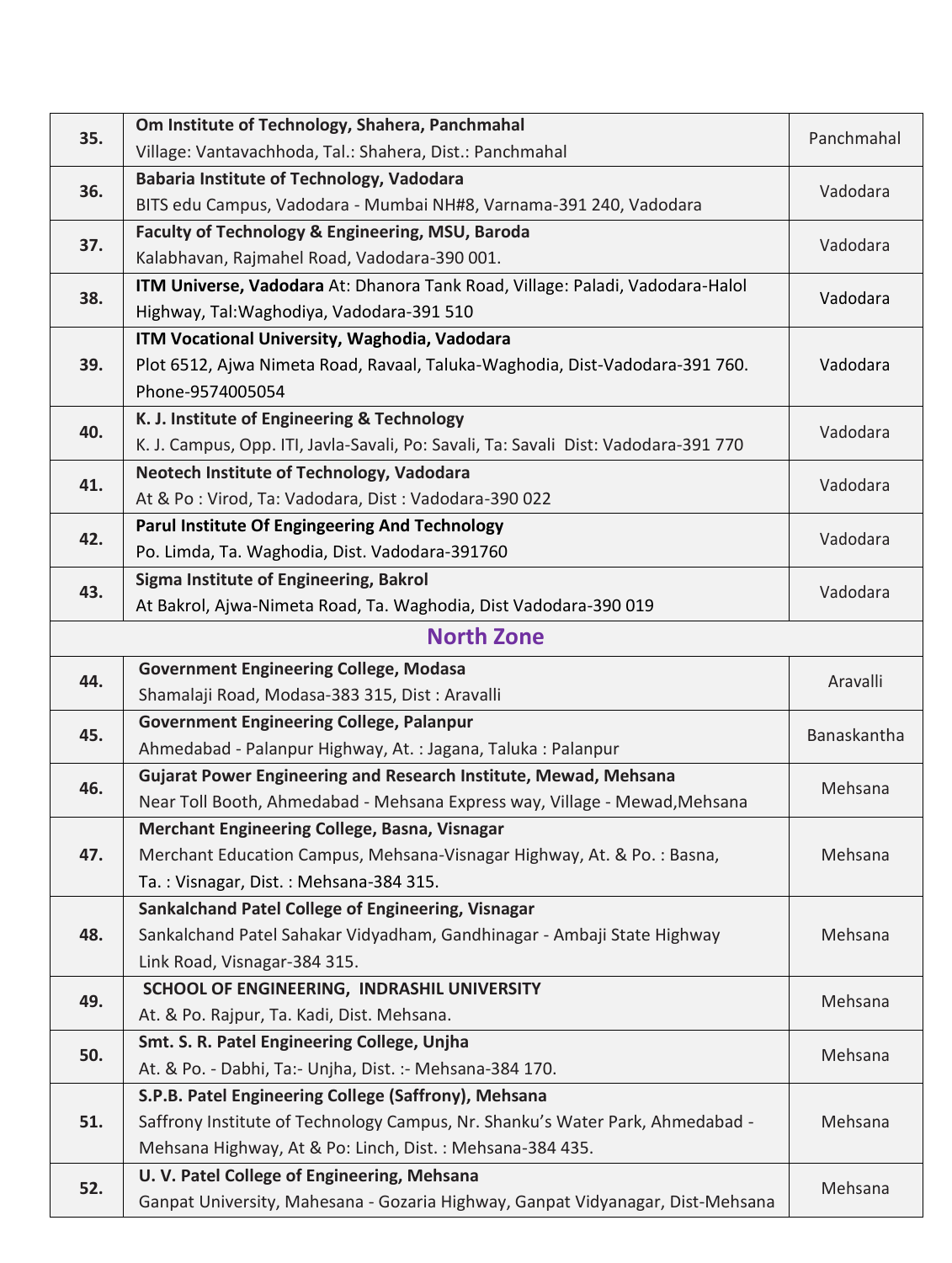| | | |
|---|---|---|
| 35. | **Om Institute of Technology, Shahera, Panchmahal** Village: Vantavachhoda, Tal.: Shahera, Dist.: Panchmahal | Panchmahal |
| 36. | **Babaria Institute of Technology, Vadodara** BITS edu Campus, Vadodara - Mumbai NH#8, Varnama-391 240, Vadodara | Vadodara |
| 37. | **Faculty of Technology & Engineering, MSU, Baroda** Kalabhavan, Rajmahel Road, Vadodara-390 001. | Vadodara |
| 38. | **ITM Universe, Vadodara** At: Dhanora Tank Road, Village: Paladi, Vadodara-Halol Highway, Tal:Waghodiya, Vadodara-391 510 | Vadodara |
| 39. | **ITM Vocational University, Waghodia, Vadodara** Plot 6512, Ajwa Nimeta Road, Ravaal, Taluka-Waghodia, Dist-Vadodara-391 760. Phone-9574005054 | Vadodara |
| 40. | **K. J. Institute of Engineering & Technology** K. J. Campus, Opp. ITI, Javla-Savali, Po: Savali, Ta: Savali Dist: Vadodara-391 770 | Vadodara |
| 41. | **Neotech Institute of Technology, Vadodara** At & Po : Virod, Ta: Vadodara, Dist : Vadodara-390 022 | Vadodara |
| 42. | **Parul Institute Of Engingeering And Technology** Po. Limda, Ta. Waghodia, Dist. Vadodara-391760 | Vadodara |
| 43. | **Sigma Institute of Engineering, Bakrol** At Bakrol, Ajwa-Nimeta Road, Ta. Waghodia, Dist Vadodara-390 019 | Vadodara |
| | **North Zone** | |
| 44. | **Government Engineering College, Modasa** Shamalaji Road, Modasa-383 315, Dist : Aravalli | Aravalli |
| 45. | **Government Engineering College, Palanpur** Ahmedabad - Palanpur Highway, At. : Jagana, Taluka : Palanpur | Banaskantha |
| 46. | **Gujarat Power Engineering and Research Institute, Mewad, Mehsana** Near Toll Booth, Ahmedabad - Mehsana Express way, Village - Mewad,Mehsana | Mehsana |
| 47. | **Merchant Engineering College, Basna, Visnagar** Merchant Education Campus, Mehsana-Visnagar Highway, At. & Po. : Basna, Ta. : Visnagar, Dist. : Mehsana-384 315. | Mehsana |
| 48. | **Sankalchand Patel College of Engineering, Visnagar** Sankalchand Patel Sahakar Vidyadham, Gandhinagar - Ambaji State Highway Link Road, Visnagar-384 315. | Mehsana |
| 49. | **SCHOOL OF ENGINEERING, INDRASHIL UNIVERSITY** At. & Po. Rajpur, Ta. Kadi, Dist. Mehsana. | Mehsana |
| 50. | **Smt. S. R. Patel Engineering College, Unjha** At. & Po. - Dabhi, Ta:- Unjha, Dist. :- Mehsana-384 170. | Mehsana |
| 51. | **S.P.B. Patel Engineering College (Saffrony), Mehsana** Saffrony Institute of Technology Campus, Nr. Shanku's Water Park, Ahmedabad - Mehsana Highway, At & Po: Linch, Dist. : Mehsana-384 435. | Mehsana |
| 52. | **U. V. Patel College of Engineering, Mehsana** Ganpat University, Mahesana - Gozaria Highway, Ganpat Vidyanagar, Dist-Mehsana | Mehsana |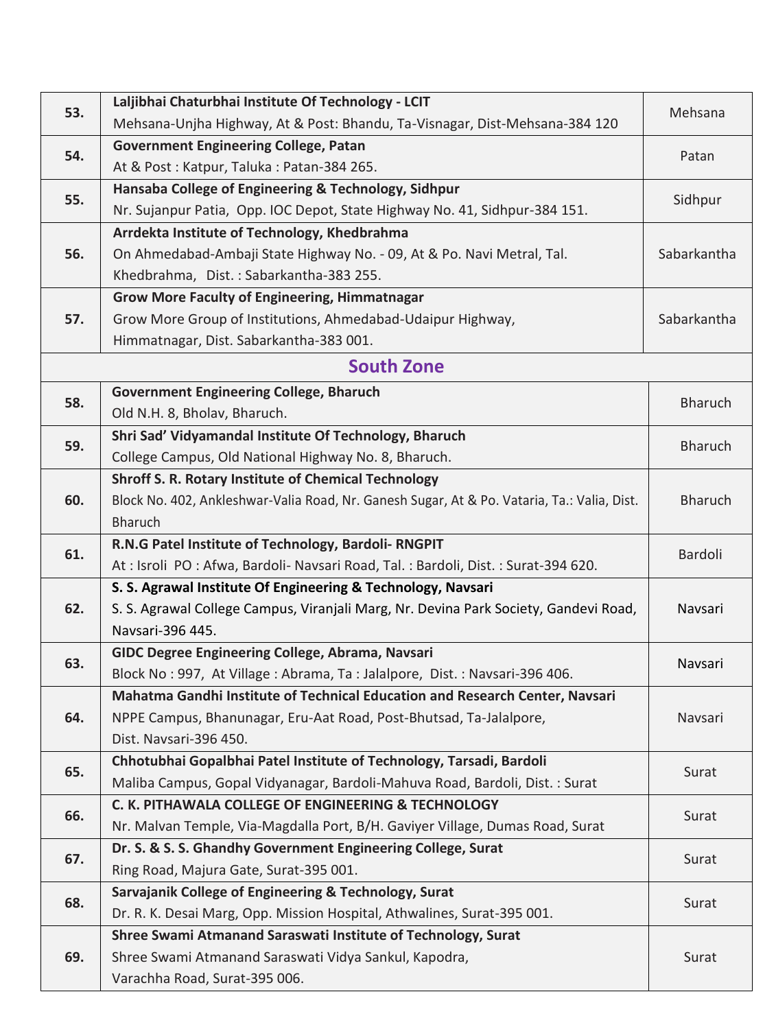| | | |
|---|---|---|
| 53. | **Laljibhai Chaturbhai Institute Of Technology - LCIT**<br>Mehsana-Unjha Highway, At & Post: Bhandu, Ta-Visnagar, Dist-Mehsana-384 120 | Mehsana |
| 54. | **Government Engineering College, Patan**<br>At & Post : Katpur, Taluka : Patan-384 265. | Patan |
| 55. | **Hansaba College of Engineering & Technology, Sidhpur**<br>Nr. Sujanpur Patia, Opp. IOC Depot, State Highway No. 41, Sidhpur-384 151. | Sidhpur |
| 56. | **Arrdekta Institute of Technology, Khedbrahma**<br>On Ahmedabad-Ambaji State Highway No. - 09, At & Po. Navi Metral, Tal. Khedbrahma, Dist. : Sabarkantha-383 255. | Sabarkantha |
| 57. | **Grow More Faculty of Engineering, Himmatnagar**<br>Grow More Group of Institutions, Ahmedabad-Udaipur Highway, Himmatnagar, Dist. Sabarkantha-383 001. | Sabarkantha |
| | **South Zone** | |
| 58. | **Government Engineering College, Bharuch**<br>Old N.H. 8, Bholav, Bharuch. | Bharuch |
| 59. | **Shri Sad' Vidyamandal Institute Of Technology, Bharuch**<br>College Campus, Old National Highway No. 8, Bharuch. | Bharuch |
| 60. | **Shroff S. R. Rotary Institute of Chemical Technology**<br>Block No. 402, Ankleshwar-Valia Road, Nr. Ganesh Sugar, At & Po. Vataria, Ta.: Valia, Dist. Bharuch | Bharuch |
| 61. | **R.N.G Patel Institute of Technology, Bardoli- RNGPIT**<br>At : Isroli PO : Afwa, Bardoli- Navsari Road, Tal. : Bardoli, Dist. : Surat-394 620. | Bardoli |
| 62. | **S. S. Agrawal Institute Of Engineering & Technology, Navsari**<br>S. S. Agrawal College Campus, Viranjali Marg, Nr. Devina Park Society, Gandevi Road, Navsari-396 445. | Navsari |
| 63. | **GIDC Degree Engineering College, Abrama, Navsari**<br>Block No : 997, At Village : Abrama, Ta : Jalalpore, Dist. : Navsari-396 406. | Navsari |
| 64. | **Mahatma Gandhi Institute of Technical Education and Research Center, Navsari**<br>NPPE Campus, Bhanunagar, Eru-Aat Road, Post-Bhutsad, Ta-Jalalpore, Dist. Navsari-396 450. | Navsari |
| 65. | **Chhotubhai Gopalbhai Patel Institute of Technology, Tarsadi, Bardoli**<br>Maliba Campus, Gopal Vidyanagar, Bardoli-Mahuva Road, Bardoli, Dist. : Surat | Surat |
| 66. | **C. K. PITHAWALA COLLEGE OF ENGINEERING & TECHNOLOGY**<br>Nr. Malvan Temple, Via-Magdalla Port, B/H. Gaviyer Village, Dumas Road, Surat | Surat |
| 67. | **Dr. S. & S. S. Ghandhy Government Engineering College, Surat**<br>Ring Road, Majura Gate, Surat-395 001. | Surat |
| 68. | **Sarvajanik College of Engineering & Technology, Surat**<br>Dr. R. K. Desai Marg, Opp. Mission Hospital, Athwalines, Surat-395 001. | Surat |
| 69. | **Shree Swami Atmanand Saraswati Institute of Technology, Surat**<br>Shree Swami Atmanand Saraswati Vidya Sankul, Kapodra, Varachha Road, Surat-395 006. | Surat |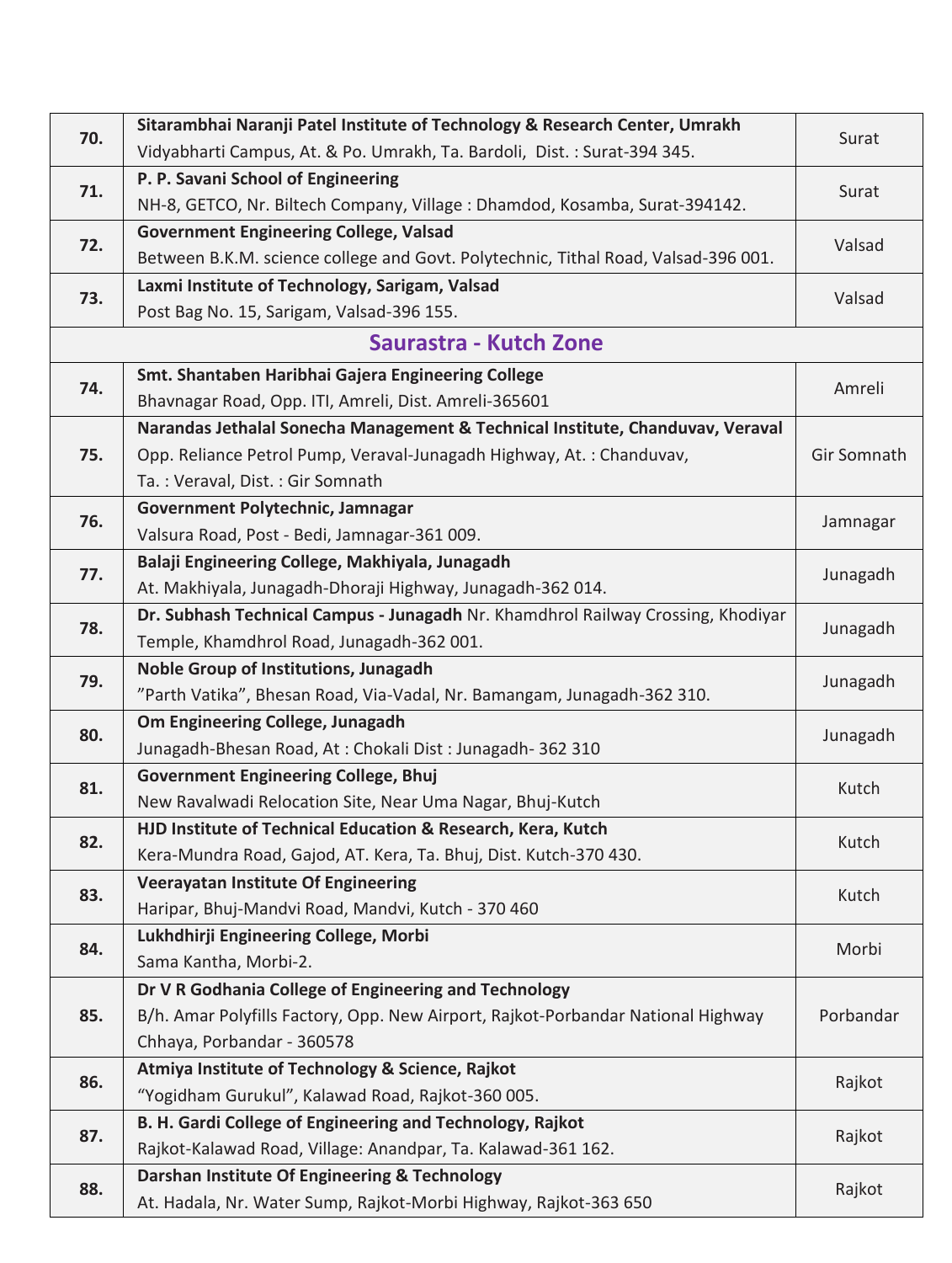| | | |
|---|---|---|
| 70. | **Sitarambhai Naranji Patel Institute of Technology & Research Center, Umrakh**<br>Vidyabharti Campus, At. & Po. Umrakh, Ta. Bardoli, Dist. : Surat-394 345. | Surat |
| 71. | **P. P. Savani School of Engineering**<br>NH-8, GETCO, Nr. Biltech Company, Village : Dhamdod, Kosamba, Surat-394142. | Surat |
| 72. | **Government Engineering College, Valsad**<br>Between B.K.M. science college and Govt. Polytechnic, Tithal Road, Valsad-396 001. | Valsad |
| 73. | **Laxmi Institute of Technology, Sarigam, Valsad**<br>Post Bag No. 15, Sarigam, Valsad-396 155. | Valsad |
| | **Saurastra - Kutch Zone** | |
| 74. | **Smt. Shantaben Haribhai Gajera Engineering College**<br>Bhavnagar Road, Opp. ITI, Amreli, Dist. Amreli-365601 | Amreli |
| 75. | **Narandas Jethalal Sonecha Management & Technical Institute, Chanduvav, Veraval**<br>Opp. Reliance Petrol Pump, Veraval-Junagadh Highway, At. : Chanduvav,<br>Ta. : Veraval, Dist. : Gir Somnath | Gir Somnath |
| 76. | **Government Polytechnic, Jamnagar**<br>Valsura Road, Post - Bedi, Jamnagar-361 009. | Jamnagar |
| 77. | **Balaji Engineering College, Makhiyala, Junagadh**<br>At. Makhiyala, Junagadh-Dhoraji Highway, Junagadh-362 014. | Junagadh |
| 78. | **Dr. Subhash Technical Campus - Junagadh** Nr. Khamdhrol Railway Crossing, Khodiyar Temple, Khamdhrol Road, Junagadh-362 001. | Junagadh |
| 79. | **Noble Group of Institutions, Junagadh**<br>"Parth Vatika", Bhesan Road, Via-Vadal, Nr. Bamangam, Junagadh-362 310. | Junagadh |
| 80. | **Om Engineering College, Junagadh**<br>Junagadh-Bhesan Road, At : Chokali Dist : Junagadh- 362 310 | Junagadh |
| 81. | **Government Engineering College, Bhuj**<br>New Ravalwadi Relocation Site, Near Uma Nagar, Bhuj-Kutch | Kutch |
| 82. | **HJD Institute of Technical Education & Research, Kera, Kutch**<br>Kera-Mundra Road, Gajod, AT. Kera, Ta. Bhuj, Dist. Kutch-370 430. | Kutch |
| 83. | **Veerayatan Institute Of Engineering**<br>Haripar, Bhuj-Mandvi Road, Mandvi, Kutch - 370 460 | Kutch |
| 84. | **Lukhdhirji Engineering College, Morbi**<br>Sama Kantha, Morbi-2. | Morbi |
| 85. | **Dr V R Godhania College of Engineering and Technology**<br>B/h. Amar Polyfills Factory, Opp. New Airport, Rajkot-Porbandar National Highway Chhaya, Porbandar - 360578 | Porbandar |
| 86. | **Atmiya Institute of Technology & Science, Rajkot**<br>"Yogidham Gurukul", Kalawad Road, Rajkot-360 005. | Rajkot |
| 87. | **B. H. Gardi College of Engineering and Technology, Rajkot**<br>Rajkot-Kalawad Road, Village: Anandpar, Ta. Kalawad-361 162. | Rajkot |
| 88. | **Darshan Institute Of Engineering & Technology**<br>At. Hadala, Nr. Water Sump, Rajkot-Morbi Highway, Rajkot-363 650 | Rajkot |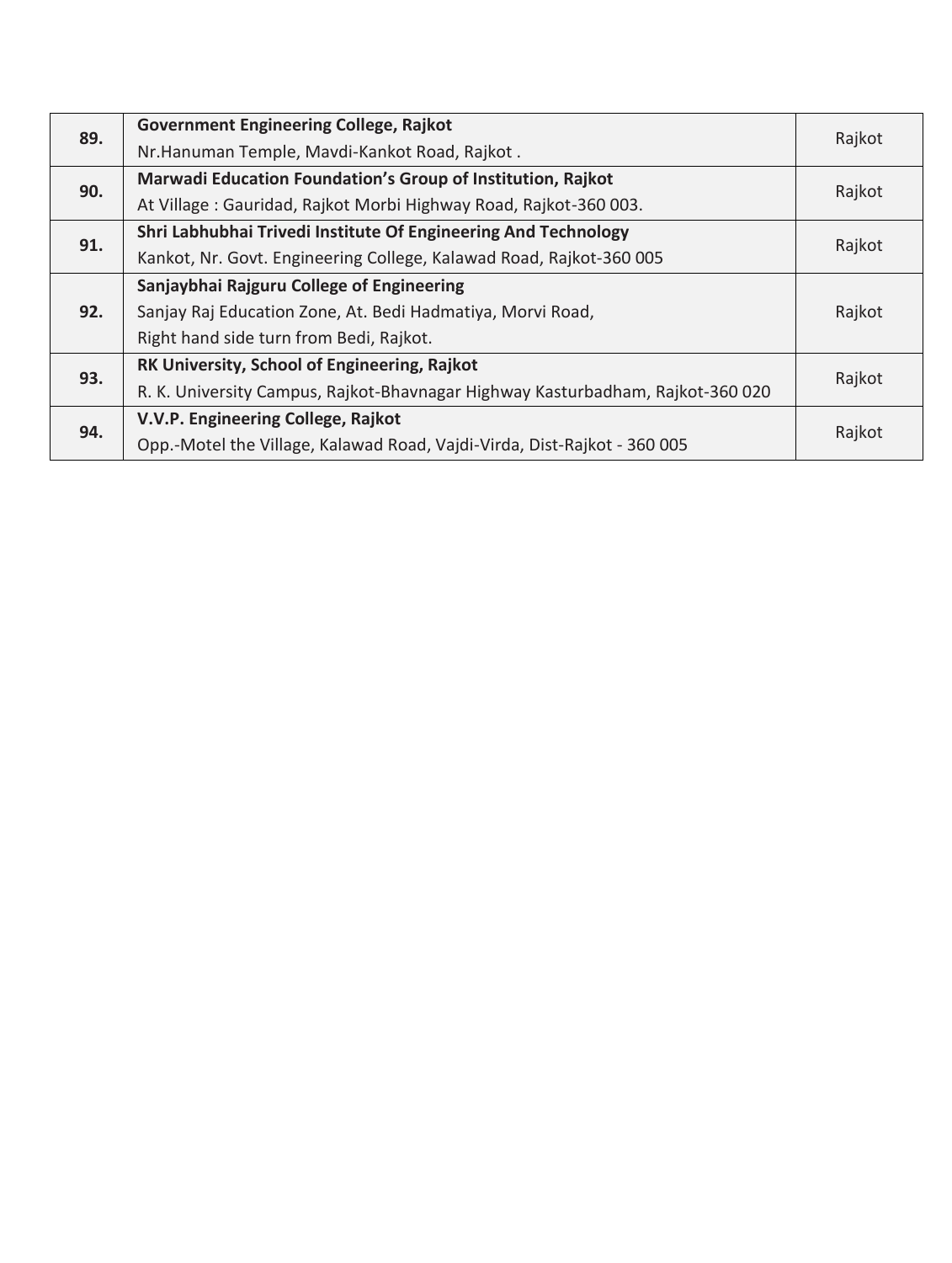| | | |
|---|---|---|
| **89.** | **Government Engineering College, Rajkot**<br>Nr.Hanuman Temple, Mavdi-Kankot Road, Rajkot . | Rajkot |
| **90.** | **Marwadi Education Foundation's Group of Institution, Rajkot**<br>At Village : Gauridad, Rajkot Morbi Highway Road, Rajkot-360 003. | Rajkot |
| **91.** | **Shri Labhubhai Trivedi Institute Of Engineering And Technology**<br>Kankot, Nr. Govt. Engineering College, Kalawad Road, Rajkot-360 005 | Rajkot |
| **92.** | **Sanjaybhai Rajguru College of Engineering**<br>Sanjay Raj Education Zone, At. Bedi Hadmatiya, Morvi Road,<br>Right hand side turn from Bedi, Rajkot. | Rajkot |
| **93.** | **RK University, School of Engineering, Rajkot**<br>R. K. University Campus, Rajkot-Bhavnagar Highway Kasturbadham, Rajkot-360 020 | Rajkot |
| **94.** | **V.V.P. Engineering College, Rajkot**<br>Opp.-Motel the Village, Kalawad Road, Vajdi-Virda, Dist-Rajkot - 360 005 | Rajkot |